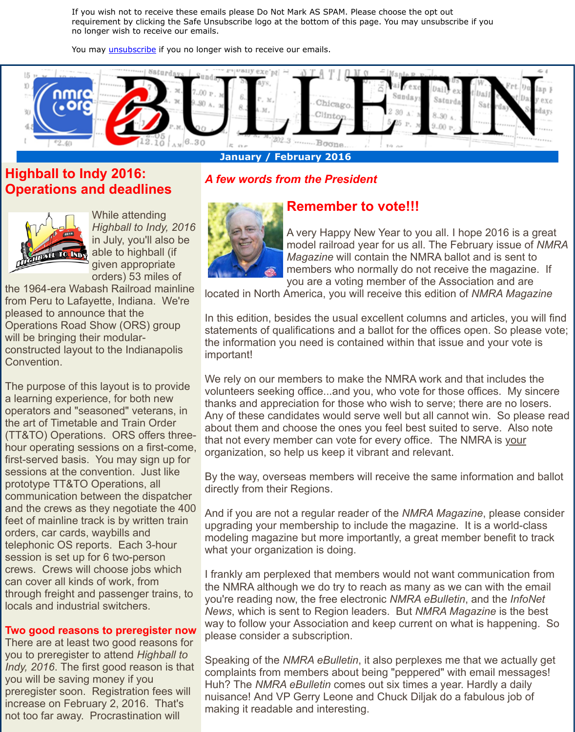If you wish not to receive these emails please Do Not Mark AS SPAM. Please choose the opt out requirement by clicking the Safe Unsubscribe logo at the bottom of this page. You may unsubscribe if you no longer wish to receive our emails.

You may unsubscribe if you no longer wish to receive our emails.

# eBULLETIN

January / February 2016

## Highball to Indy 2016: Operations and deadlines

While attending *Highball to Indy, 2016* in July, you'll also be able to highball (if given appropriate orders) 53 miles of the 1964-era Wabash Railroad mainline from Peru to Lafayette, Indiana. We're pleased to announce that the Operations Road Show (ORS) group will be bringing their modular-constructed layout to the Indianapolis Convention.

The purpose of this layout is to provide a learning experience, for both new operators and "seasoned" veterans, in the art of Timetable and Train Order (TT&TO) Operations. ORS offers three-hour operating sessions on a first-come, first-served basis. You may sign up for sessions at the convention. Just like prototype TT&TO Operations, all communication between the dispatcher and the crews as they negotiate the 400 feet of mainline track is by written train orders, car cards, waybills and telephonic OS reports. Each 3-hour session is set up for 6 two-person crews. Crews will choose jobs which can cover all kinds of work, from through freight and passenger trains, to locals and industrial switchers.

### Two good reasons to preregister now

There are at least two good reasons for you to preregister to attend *Highball to Indy, 2016*. The first good reason is that you will be saving money if you preregister soon. Registration fees will increase on February 2, 2016. That's not too far away. Procrastination will

## *A few words from the President*

### Remember to vote!!!

A very Happy New Year to you all. I hope 2016 is a great model railroad year for us all. The February issue of *NMRA Magazine* will contain the NMRA ballot and is sent to members who normally do not receive the magazine. If you are a voting member of the Association and are located in North America, you will receive this edition of *NMRA Magazine*

In this edition, besides the usual excellent columns and articles, you will find statements of qualifications and a ballot for the offices open. So please vote; the information you need is contained within that issue and your vote is important!

We rely on our members to make the NMRA work and that includes the volunteers seeking office...and you, who vote for those offices. My sincere thanks and appreciation for those who wish to serve; there are no losers. Any of these candidates would serve well but all cannot win. So please read about them and choose the ones you feel best suited to serve. Also note that not every member can vote for every office. The NMRA is your organization, so help us keep it vibrant and relevant.

By the way, overseas members will receive the same information and ballot directly from their Regions.

And if you are not a regular reader of the *NMRA Magazine*, please consider upgrading your membership to include the magazine. It is a world-class modeling magazine but more importantly, a great member benefit to track what your organization is doing.

I frankly am perplexed that members would not want communication from the NMRA although we do try to reach as many as we can with the email you're reading now, the free electronic *NMRA eBulletin*, and the *InfoNet News*, which is sent to Region leaders. But *NMRA Magazine* is the best way to follow your Association and keep current on what is happening. So please consider a subscription.

Speaking of the *NMRA eBulletin*, it also perplexes me that we actually get complaints from members about being "peppered" with email messages! Huh? The *NMRA eBulletin* comes out six times a year. Hardly a daily nuisance! And VP Gerry Leone and Chuck Diljak do a fabulous job of making it readable and interesting.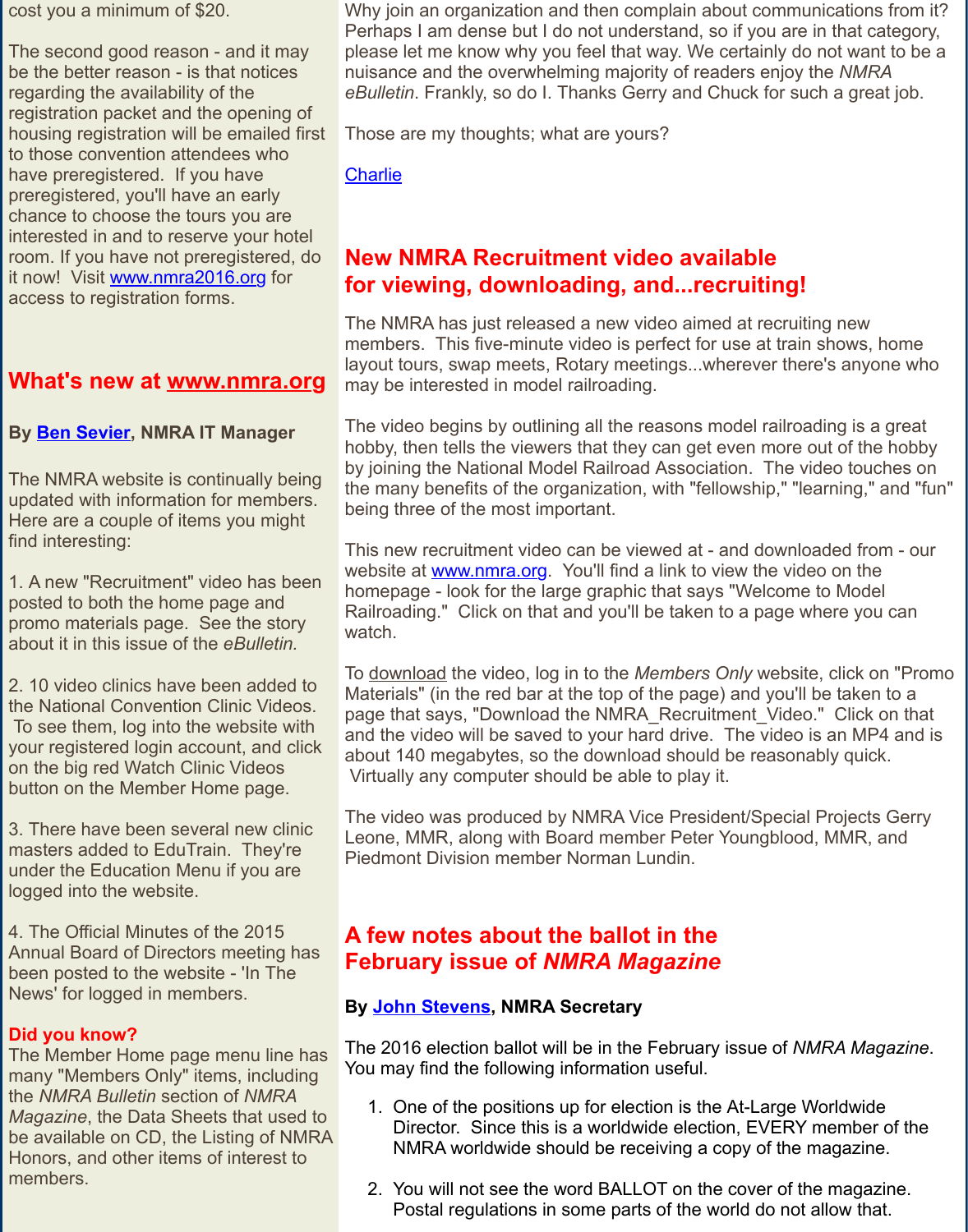cost you a minimum of $20.

The second good reason - and it may be the better reason - is that notices regarding the availability of the registration packet and the opening of housing registration will be emailed first to those convention attendees who have preregistered. If you have preregistered, you'll have an early chance to choose the tours you are interested in and to reserve your hotel room. If you have not preregistered, do it now! Visit www.nmra2016.org for access to registration forms.

## What's new at www.nmra.org

**By Ben Sevier, NMRA IT Manager**

The NMRA website is continually being updated with information for members. Here are a couple of items you might find interesting:

1. A new "Recruitment" video has been posted to both the home page and promo materials page. See the story about it in this issue of the *eBulletin*.

2. 10 video clinics have been added to the National Convention Clinic Videos. To see them, log into the website with your registered login account, and click on the big red Watch Clinic Videos button on the Member Home page.

3. There have been several new clinic masters added to EduTrain. They're under the Education Menu if you are logged into the website.

4. The Official Minutes of the 2015 Annual Board of Directors meeting has been posted to the website - 'In The News' for logged in members.

**Did you know?**

The Member Home page menu line has many "Members Only" items, including the *NMRA Bulletin* section of *NMRA Magazine*, the Data Sheets that used to be available on CD, the Listing of NMRA Honors, and other items of interest to members.

Why join an organization and then complain about communications from it? Perhaps I am dense but I do not understand, so if you are in that category, please let me know why you feel that way. We certainly do not want to be a nuisance and the overwhelming majority of readers enjoy the *NMRA eBulletin*. Frankly, so do I. Thanks Gerry and Chuck for such a great job.

Those are my thoughts; what are yours?

Charlie

## New NMRA Recruitment video available for viewing, downloading, and...recruiting!

The NMRA has just released a new video aimed at recruiting new members. This five-minute video is perfect for use at train shows, home layout tours, swap meets, Rotary meetings...wherever there's anyone who may be interested in model railroading.

The video begins by outlining all the reasons model railroading is a great hobby, then tells the viewers that they can get even more out of the hobby by joining the National Model Railroad Association. The video touches on the many benefits of the organization, with "fellowship," "learning," and "fun" being three of the most important.

This new recruitment video can be viewed at - and downloaded from - our website at www.nmra.org. You'll find a link to view the video on the homepage - look for the large graphic that says "Welcome to Model Railroading." Click on that and you'll be taken to a page where you can watch.

To download the video, log in to the *Members Only* website, click on "Promo Materials" (in the red bar at the top of the page) and you'll be taken to a page that says, "Download the NMRA_Recruitment_Video." Click on that and the video will be saved to your hard drive. The video is an MP4 and is about 140 megabytes, so the download should be reasonably quick. Virtually any computer should be able to play it.

The video was produced by NMRA Vice President/Special Projects Gerry Leone, MMR, along with Board member Peter Youngblood, MMR, and Piedmont Division member Norman Lundin.

## A few notes about the ballot in the February issue of *NMRA Magazine*

**By John Stevens, NMRA Secretary**

The 2016 election ballot will be in the February issue of *NMRA Magazine*. You may find the following information useful.

1. One of the positions up for election is the At-Large Worldwide Director. Since this is a worldwide election, EVERY member of the NMRA worldwide should be receiving a copy of the magazine.

2. You will not see the word BALLOT on the cover of the magazine. Postal regulations in some parts of the world do not allow that.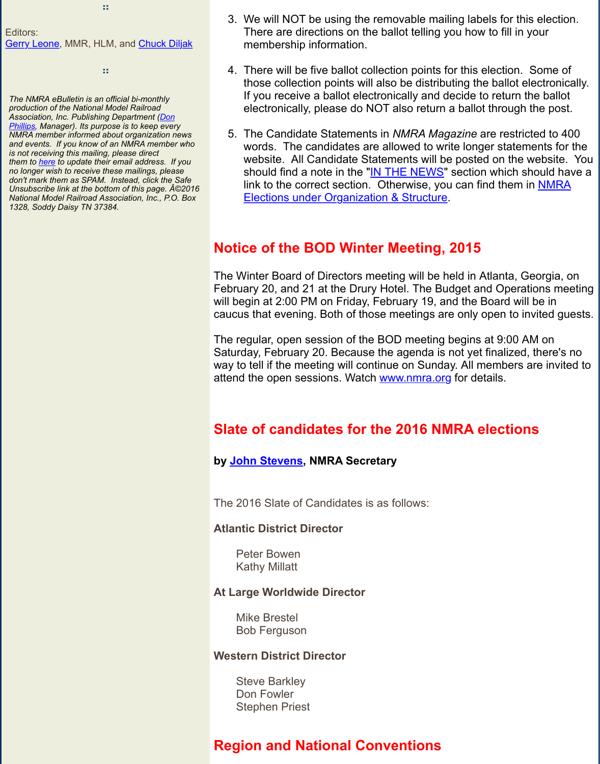::

Editors:
Gerry Leone, MMR, HLM, and Chuck Diljak

::

*The NMRA eBulletin is an official bi-monthly production of the National Model Railroad Association, Inc. Publishing Department (Don Phillips, Manager). Its purpose is to keep every NMRA member informed about organization news and events. If you know of an NMRA member who is not receiving this mailing, please direct them to here to update their email address. If you no longer wish to receive these mailings, please don't mark them as SPAM. Instead, click the Safe Unsubscribe link at the bottom of this page. Â©2016 National Model Railroad Association, Inc., P.O. Box 1328, Soddy Daisy TN 37384.*

3. We will NOT be using the removable mailing labels for this election. There are directions on the ballot telling you how to fill in your membership information.

4. There will be five ballot collection points for this election. Some of those collection points will also be distributing the ballot electronically. If you receive a ballot electronically and decide to return the ballot electronically, please do NOT also return a ballot through the post.

5. The Candidate Statements in *NMRA Magazine* are restricted to 400 words. The candidates are allowed to write longer statements for the website. All Candidate Statements will be posted on the website. You should find a note in the "IN THE NEWS" section which should have a link to the correct section. Otherwise, you can find them in NMRA Elections under Organization & Structure.

## Notice of the BOD Winter Meeting, 2015

The Winter Board of Directors meeting will be held in Atlanta, Georgia, on February 20, and 21 at the Drury Hotel. The Budget and Operations meeting will begin at 2:00 PM on Friday, February 19, and the Board will be in caucus that evening. Both of those meetings are only open to invited guests.

The regular, open session of the BOD meeting begins at 9:00 AM on Saturday, February 20. Because the agenda is not yet finalized, there's no way to tell if the meeting will continue on Sunday. All members are invited to attend the open sessions. Watch www.nmra.org for details.

## Slate of candidates for the 2016 NMRA elections

**by John Stevens, NMRA Secretary**

The 2016 Slate of Candidates is as follows:

**Atlantic District Director**

Peter Bowen
Kathy Millatt

**At Large Worldwide Director**

Mike Brestel
Bob Ferguson

**Western District Director**

Steve Barkley
Don Fowler
Stephen Priest

## Region and National Conventions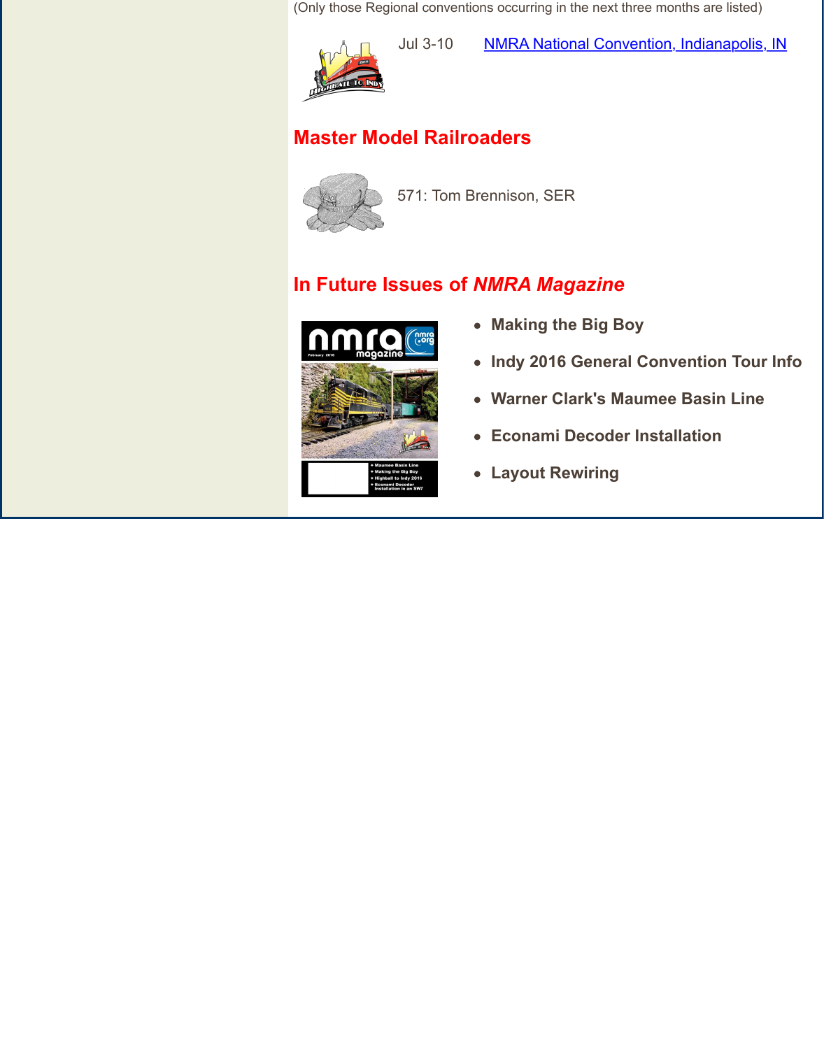(Only those Regional conventions occurring in the next three months are listed)

Jul 3-10 NMRA National Convention, Indianapolis, IN

## Master Model Railroaders

571: Tom Brennison, SER

## In Future Issues of *NMRA Magazine*

- **Making the Big Boy**
- **Indy 2016 General Convention Tour Info**
- **Warner Clark's Maumee Basin Line**
- **Econami Decoder Installation**
- **Layout Rewiring**